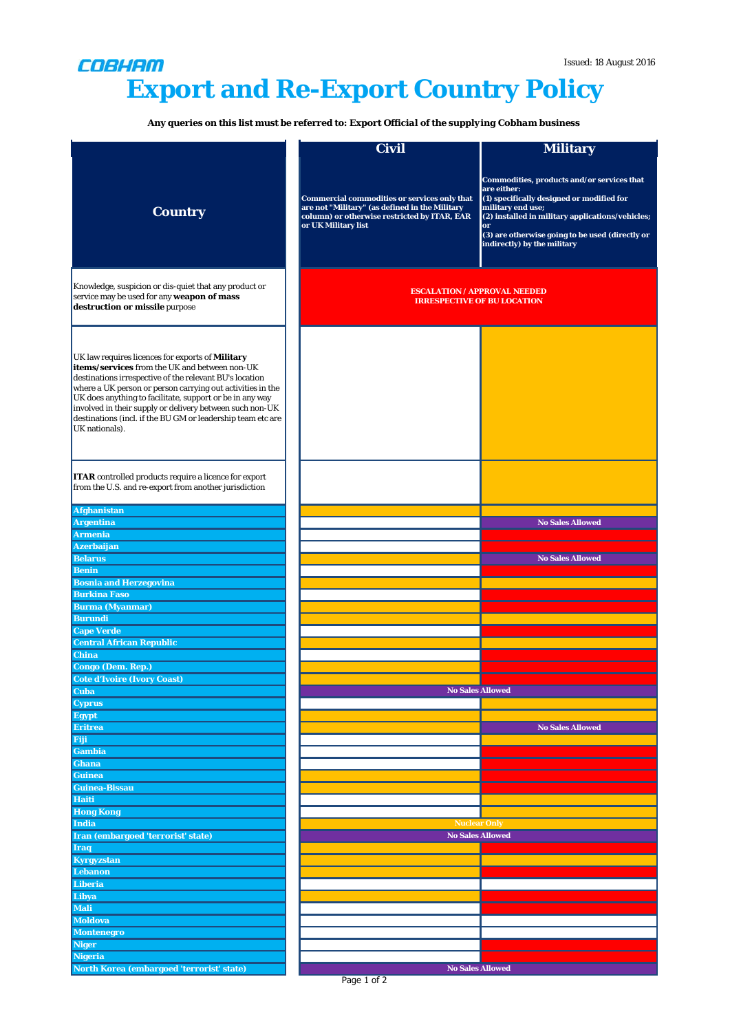Issued: 18 August 2016

**COBHAM**

# Export and Re-Export Country Policy

**Any queries on this list must be referred to: Export Official of the supplying Cobham business**

| Country | Civil | Military |
|---|---|---|
| | Commercial commodities or services only that are not "Military" (as defined in the Military column) or otherwise restricted by ITAR, EAR or UK Military list | Commodities, products and/or services that are either:<br>(1) specifically designed or modified for military end use;<br>(2) installed in military applications/vehicles; or<br>(3) are otherwise going to be used (directly or indirectly) by the military |
| Knowledge, suspicion or dis-quiet that any product or service may be used for any **weapon of mass destruction or missile** purpose | ESCALATION / APPROVAL NEEDED IRRESPECTIVE OF BU LOCATION (red) | ESCALATION / APPROVAL NEEDED IRRESPECTIVE OF BU LOCATION (red) |
| UK law requires licences for exports of **Military items/services** from the UK and between non-UK destinations irrespective of the relevant BU's location where a UK person or person carrying out activities in the UK does anything to facilitate, support or be in any way involved in their supply or delivery between such non-UK destinations (incl. if the BU GM or leadership team etc are UK nationals). | (white) | (amber) |
| **ITAR** controlled products require a licence for export from the U.S. and re-export from another jurisdiction | (white) | (amber) |
| Afghanistan | (amber) | (amber) |
| Argentina | (white) | No Sales Allowed |
| Armenia | (white) | (red) |
| Azerbaijan | (white) | (red) |
| Belarus | (amber) | No Sales Allowed |
| Benin | (white) | (red) |
| Bosnia and Herzegovina | (amber) | (amber) |
| Burkina Faso | (white) | (red) |
| Burma (Myanmar) | (amber) | (red) |
| Burundi | (amber) | (amber) |
| Cape Verde | (white) | (red) |
| Central African Republic | (amber) | (amber) |
| China | (white) | (red) |
| Congo (Dem. Rep.) | (amber) | (red) |
| Cote d'Ivoire (Ivory Coast) | (amber) | (red) |
| Cuba | No Sales Allowed | No Sales Allowed |
| Cyprus | (white) | (amber) |
| Egypt | (amber) | (amber) |
| Eritrea | (amber) | No Sales Allowed |
| Fiji | (white) | (amber) |
| Gambia | (white) | (red) |
| Ghana | (white) | (red) |
| Guinea | (amber) | (red) |
| Guinea-Bissau | (amber) | (red) |
| Haiti | (white) | (amber) |
| Hong Kong | (white) | (amber) |
| India | Nuclear Only (amber) | Nuclear Only (amber) |
| Iran (embargoed 'terrorist' state) | No Sales Allowed | No Sales Allowed |
| Iraq | (amber) | (red) |
| Kyrgyzstan | (amber) | (amber) |
| Lebanon | (amber) | (red) |
| Liberia | (white) | (white) |
| Libya | (amber) | (red) |
| Mali | (white) | (red) |
| Moldova | (white) | (white) |
| Montenegro | (white) | (white) |
| Niger | (white) | (red) |
| Nigeria | (white) | (red) |
| North Korea (embargoed 'terrorist' state) | No Sales Allowed | No Sales Allowed |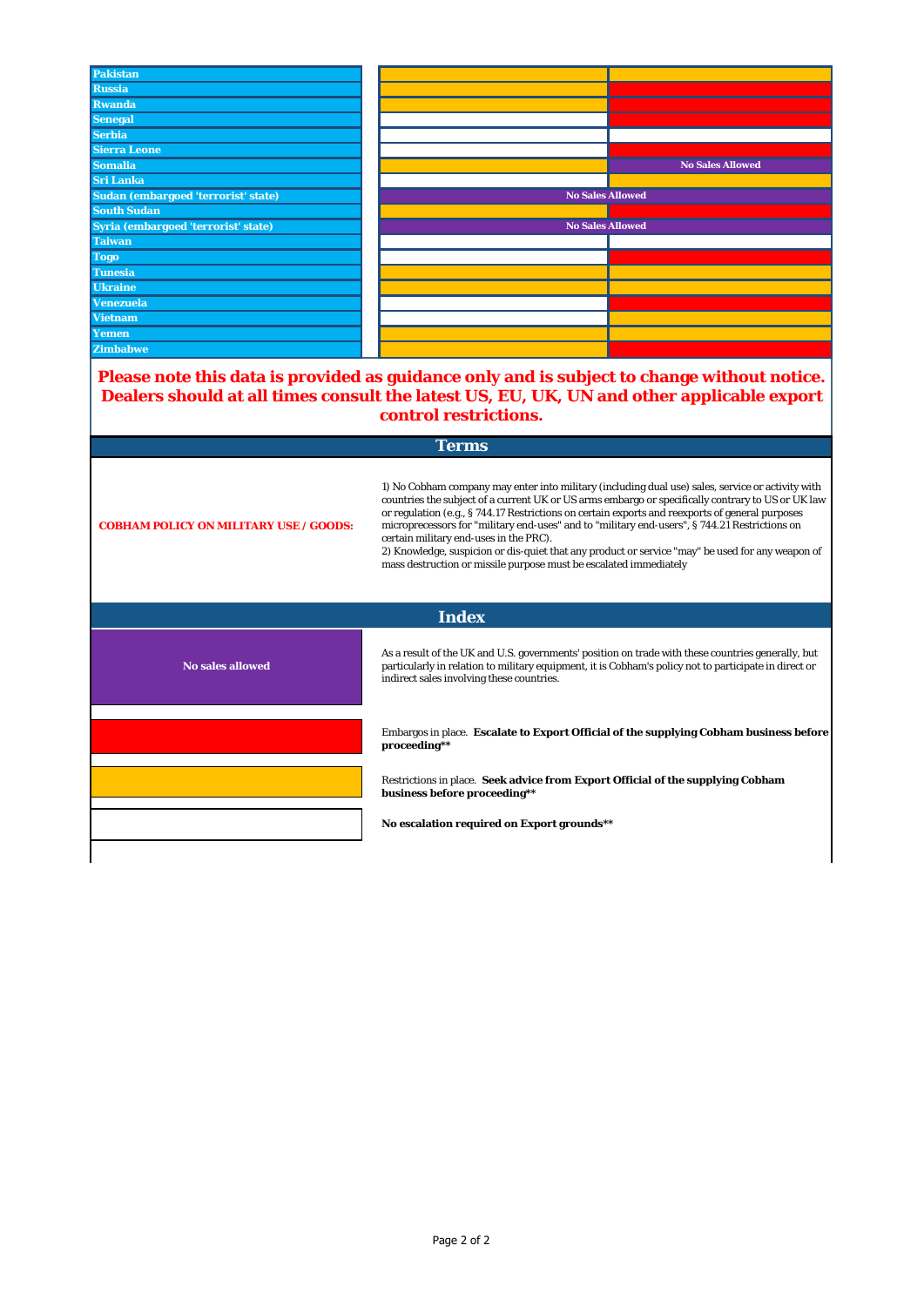| | | |
|---|---|---|
| Pakistan | | |
| Russia | | |
| Rwanda | | |
| Senegal | | |
| Serbia | | |
| Sierra Leone | | |
| Somalia | | No Sales Allowed |
| Sri Lanka | | |
| Sudan (embargoed 'terrorist' state) | No Sales Allowed | |
| South Sudan | | |
| Syria (embargoed 'terrorist' state) | No Sales Allowed | |
| Taiwan | | |
| Togo | | |
| Tunesia | | |
| Ukraine | | |
| Venezuela | | |
| Vietnam | | |
| Yemen | | |
| Zimbabwe | | |

**Please note this data is provided as guidance only and is subject to change without notice. Dealers should at all times consult the latest US, EU, UK, UN and other applicable export control restrictions.**

## Terms

| | |
|---|---|
| **COBHAM POLICY ON MILITARY USE / GOODS:** | 1) No Cobham company may enter into military (including dual use) sales, service or activity with countries the subject of a current UK or US arms embargo or specifically contrary to US or UK law or regulation (e.g., § 744.17 Restrictions on certain exports and reexports of general purposes microprocessors for "military end-uses" and to "military end-users", § 744.21 Restrictions on certain military end-uses in the PRC).<br>2) Knowledge, suspicion or dis-quiet that any product or service "may" be used for any weapon of mass destruction or missile purpose must be escalated immediately |

## Index

| | |
|---|---|
| No sales allowed | As a result of the UK and U.S. governments' position on trade with these countries generally, but particularly in relation to military equipment, it is Cobham's policy not to participate in direct or indirect sales involving these countries. |
| | Embargos in place. **Escalate to Export Official of the supplying Cobham business before proceeding\*\*** |
| | Restrictions in place. **Seek advice from Export Official of the supplying Cobham business before proceeding\*\*** |
| | **No escalation required on Export grounds\*\*** |